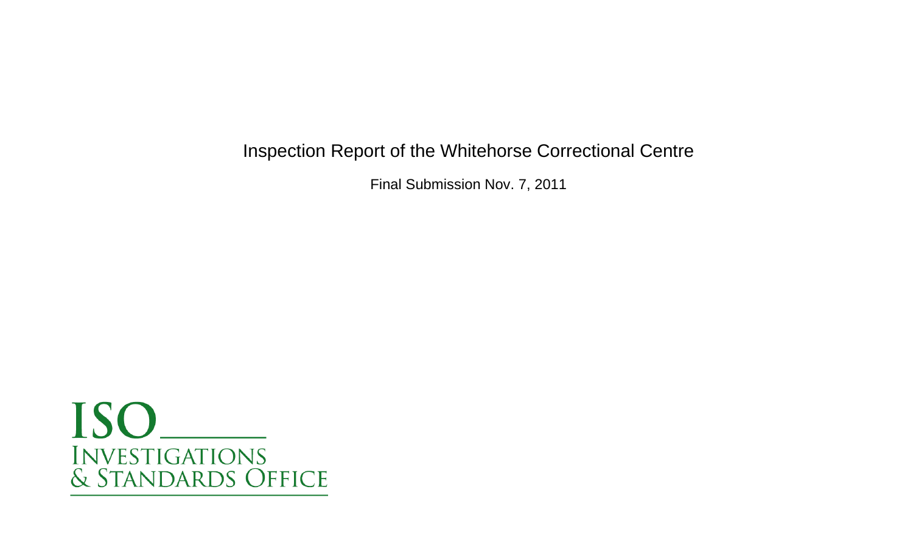# Inspection Report of the Whitehorse Correctional Centre

Final Submission Nov. 7, 2011

ISO

INVESTIGATIONS
& STANDARDS OFFICE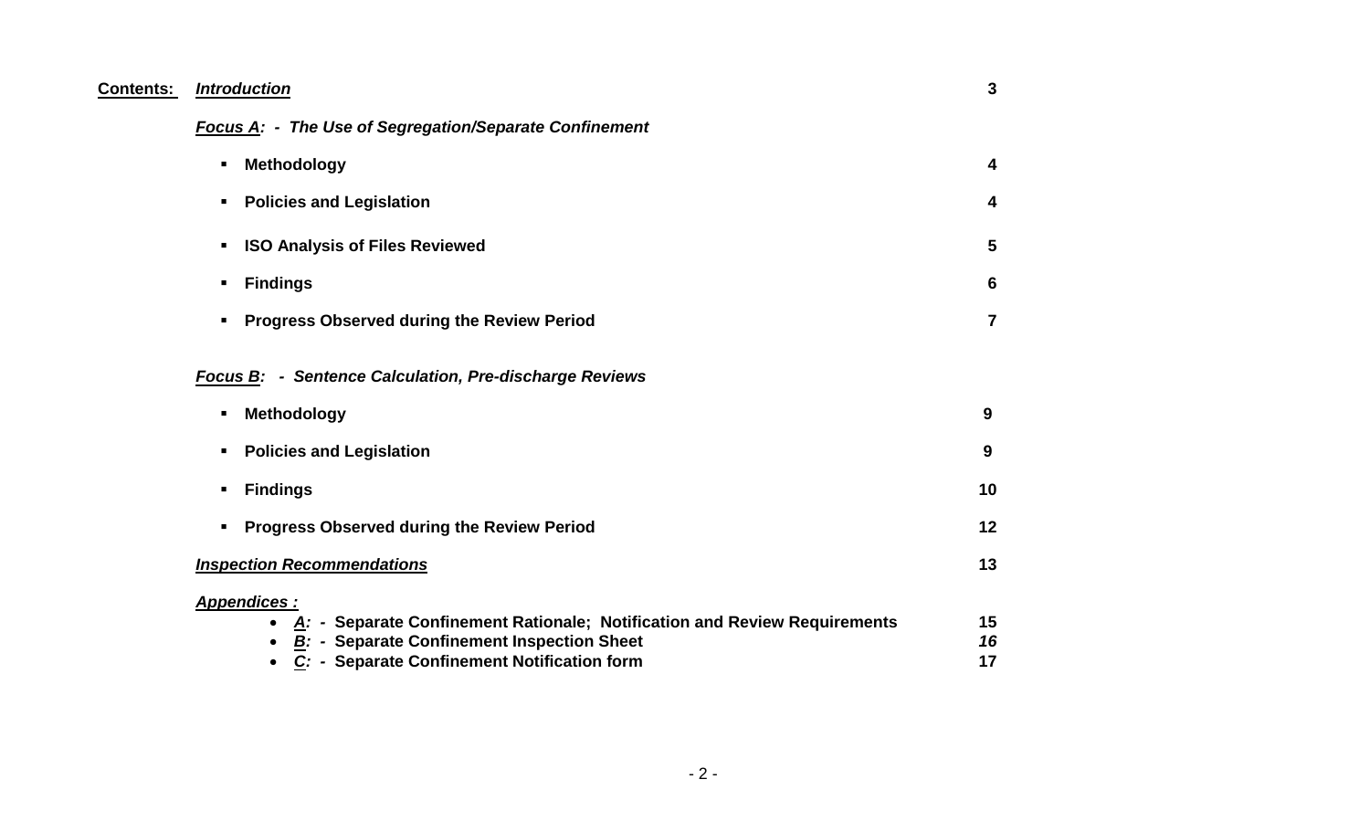**Contents:**

| | |
|---|---|
| ***Introduction*** | 3 |
| ***Focus A: - The Use of Segregation/Separate Confinement*** | |
| ▪ **Methodology** | 4 |
| ▪ **Policies and Legislation** | 4 |
| ▪ **ISO Analysis of Files Reviewed** | 5 |
| ▪ **Findings** | 6 |
| ▪ **Progress Observed during the Review Period** | 7 |
| ***Focus B: - Sentence Calculation, Pre-discharge Reviews*** | |
| ▪ **Methodology** | 9 |
| ▪ **Policies and Legislation** | 9 |
| ▪ **Findings** | 10 |
| ▪ **Progress Observed during the Review Period** | 12 |
| ***Inspection Recommendations*** | 13 |
| ***Appendices :*** | |
| • ***A:*** **- Separate Confinement Rationale; Notification and Review Requirements** | 15 |
| • ***B:*** **- Separate Confinement Inspection Sheet** | *16* |
| • ***C:*** **- Separate Confinement Notification form** | 17 |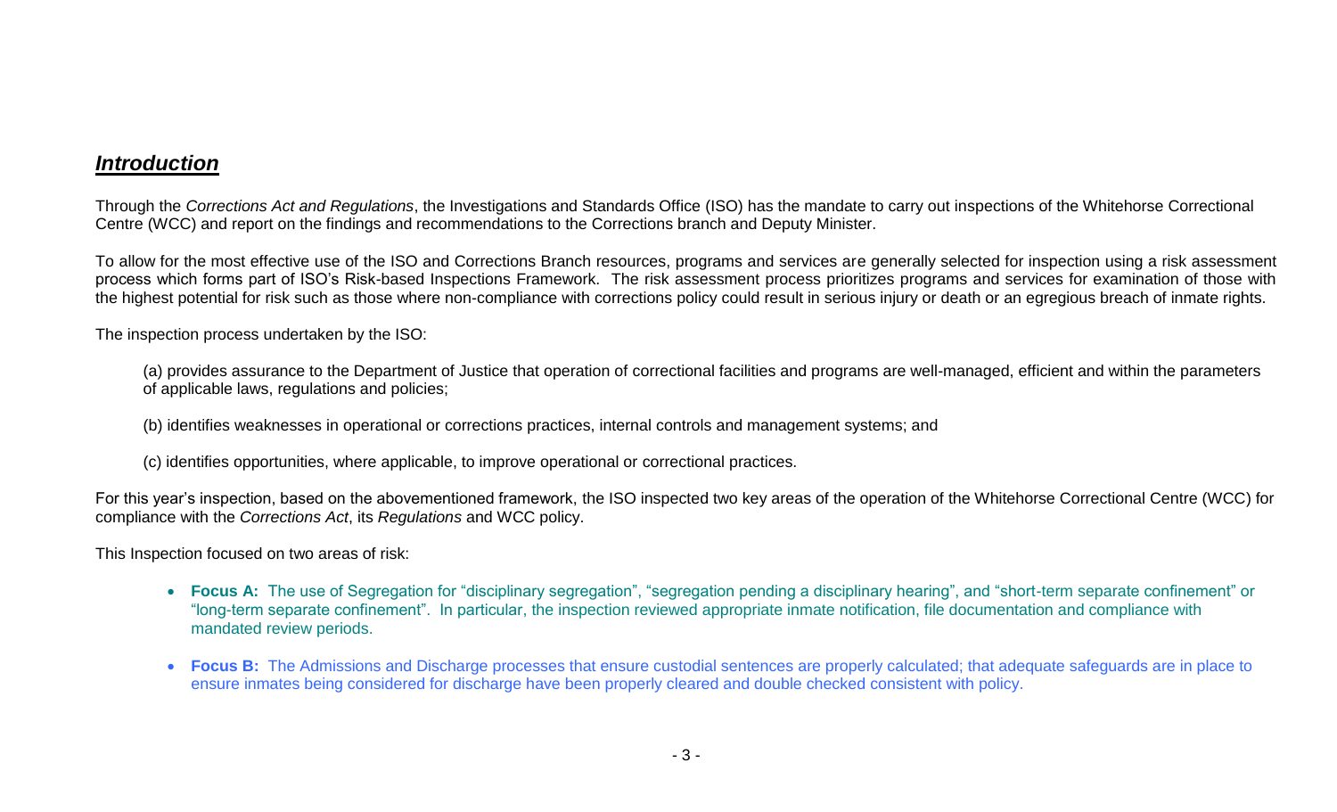## ***Introduction***

Through the *Corrections Act and Regulations*, the Investigations and Standards Office (ISO) has the mandate to carry out inspections of the Whitehorse Correctional Centre (WCC) and report on the findings and recommendations to the Corrections branch and Deputy Minister.

To allow for the most effective use of the ISO and Corrections Branch resources, programs and services are generally selected for inspection using a risk assessment process which forms part of ISO's Risk-based Inspections Framework. The risk assessment process prioritizes programs and services for examination of those with the highest potential for risk such as those where non-compliance with corrections policy could result in serious injury or death or an egregious breach of inmate rights.

The inspection process undertaken by the ISO:

(a) provides assurance to the Department of Justice that operation of correctional facilities and programs are well-managed, efficient and within the parameters of applicable laws, regulations and policies;

(b) identifies weaknesses in operational or corrections practices, internal controls and management systems; and

(c) identifies opportunities, where applicable, to improve operational or correctional practices.

For this year's inspection, based on the abovementioned framework, the ISO inspected two key areas of the operation of the Whitehorse Correctional Centre (WCC) for compliance with the *Corrections Act*, its *Regulations* and WCC policy.

This Inspection focused on two areas of risk:

- **Focus A:** The use of Segregation for "disciplinary segregation", "segregation pending a disciplinary hearing", and "short-term separate confinement" or "long-term separate confinement". In particular, the inspection reviewed appropriate inmate notification, file documentation and compliance with mandated review periods.
- **Focus B:** The Admissions and Discharge processes that ensure custodial sentences are properly calculated; that adequate safeguards are in place to ensure inmates being considered for discharge have been properly cleared and double checked consistent with policy.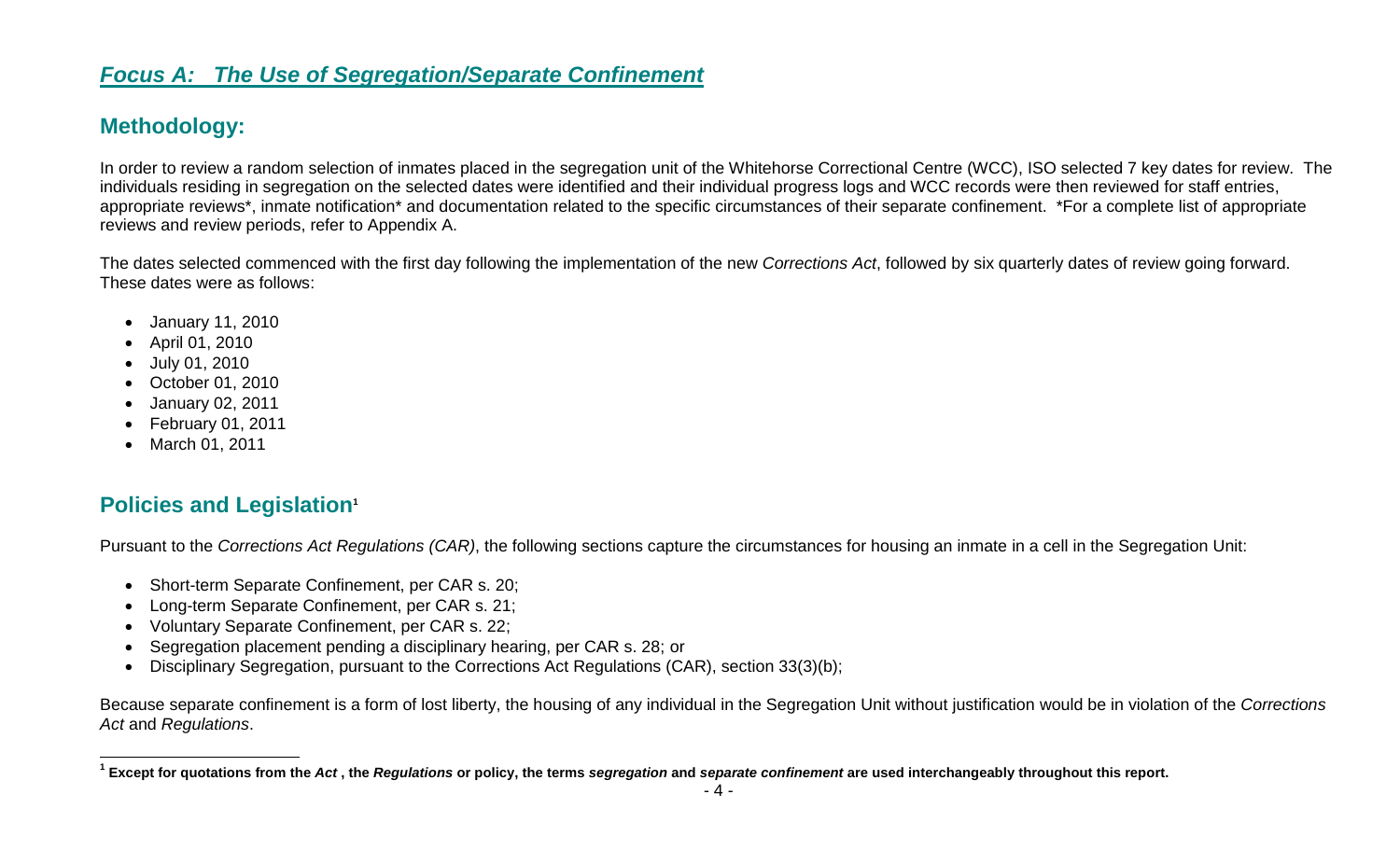## ***Focus A: The Use of Segregation/Separate Confinement***

## Methodology:

In order to review a random selection of inmates placed in the segregation unit of the Whitehorse Correctional Centre (WCC), ISO selected 7 key dates for review. The individuals residing in segregation on the selected dates were identified and their individual progress logs and WCC records were then reviewed for staff entries, appropriate reviews*, inmate notification* and documentation related to the specific circumstances of their separate confinement. *For a complete list of appropriate reviews and review periods, refer to Appendix A.

The dates selected commenced with the first day following the implementation of the new *Corrections Act*, followed by six quarterly dates of review going forward. These dates were as follows:

- January 11, 2010
- April 01, 2010
- July 01, 2010
- October 01, 2010
- January 02, 2011
- February 01, 2011
- March 01, 2011

## Policies and Legislation[1]

Pursuant to the *Corrections Act Regulations (CAR)*, the following sections capture the circumstances for housing an inmate in a cell in the Segregation Unit:

- Short-term Separate Confinement, per CAR s. 20;
- Long-term Separate Confinement, per CAR s. 21;
- Voluntary Separate Confinement, per CAR s. 22;
- Segregation placement pending a disciplinary hearing, per CAR s. 28; or
- Disciplinary Segregation, pursuant to the Corrections Act Regulations (CAR), section 33(3)(b);

Because separate confinement is a form of lost liberty, the housing of any individual in the Segregation Unit without justification would be in violation of the *Corrections Act* and *Regulations*.

---

[1] **Except for quotations from the *Act* , the *Regulations* or policy, the terms *segregation* and *separate confinement* are used interchangeably throughout this report.**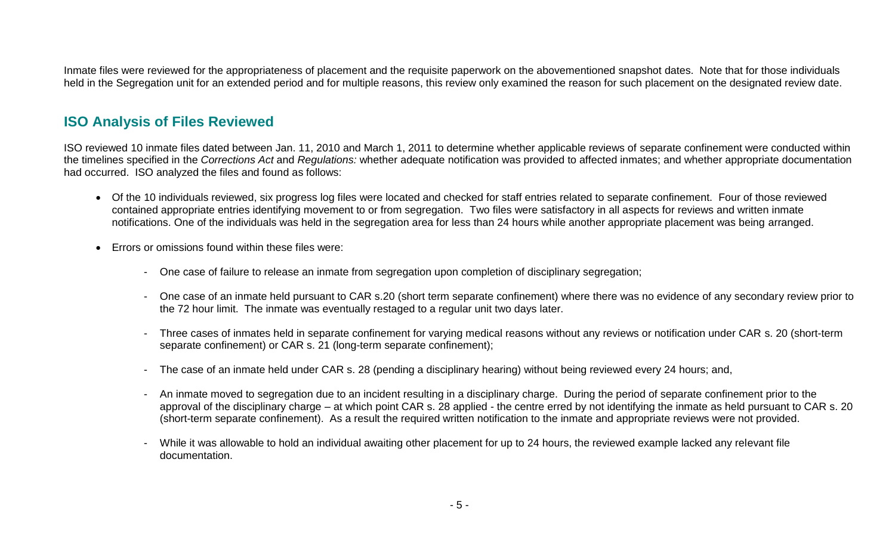Inmate files were reviewed for the appropriateness of placement and the requisite paperwork on the abovementioned snapshot dates. Note that for those individuals held in the Segregation unit for an extended period and for multiple reasons, this review only examined the reason for such placement on the designated review date.

## ISO Analysis of Files Reviewed

ISO reviewed 10 inmate files dated between Jan. 11, 2010 and March 1, 2011 to determine whether applicable reviews of separate confinement were conducted within the timelines specified in the *Corrections Act* and *Regulations:* whether adequate notification was provided to affected inmates; and whether appropriate documentation had occurred. ISO analyzed the files and found as follows:

- Of the 10 individuals reviewed, six progress log files were located and checked for staff entries related to separate confinement. Four of those reviewed contained appropriate entries identifying movement to or from segregation. Two files were satisfactory in all aspects for reviews and written inmate notifications. One of the individuals was held in the segregation area for less than 24 hours while another appropriate placement was being arranged.

- Errors or omissions found within these files were:

  - One case of failure to release an inmate from segregation upon completion of disciplinary segregation;

  - One case of an inmate held pursuant to CAR s.20 (short term separate confinement) where there was no evidence of any secondary review prior to the 72 hour limit. The inmate was eventually restaged to a regular unit two days later.

  - Three cases of inmates held in separate confinement for varying medical reasons without any reviews or notification under CAR s. 20 (short-term separate confinement) or CAR s. 21 (long-term separate confinement);

  - The case of an inmate held under CAR s. 28 (pending a disciplinary hearing) without being reviewed every 24 hours; and,

  - An inmate moved to segregation due to an incident resulting in a disciplinary charge. During the period of separate confinement prior to the approval of the disciplinary charge – at which point CAR s. 28 applied - the centre erred by not identifying the inmate as held pursuant to CAR s. 20 (short-term separate confinement). As a result the required written notification to the inmate and appropriate reviews were not provided.

  - While it was allowable to hold an individual awaiting other placement for up to 24 hours, the reviewed example lacked any relevant file documentation.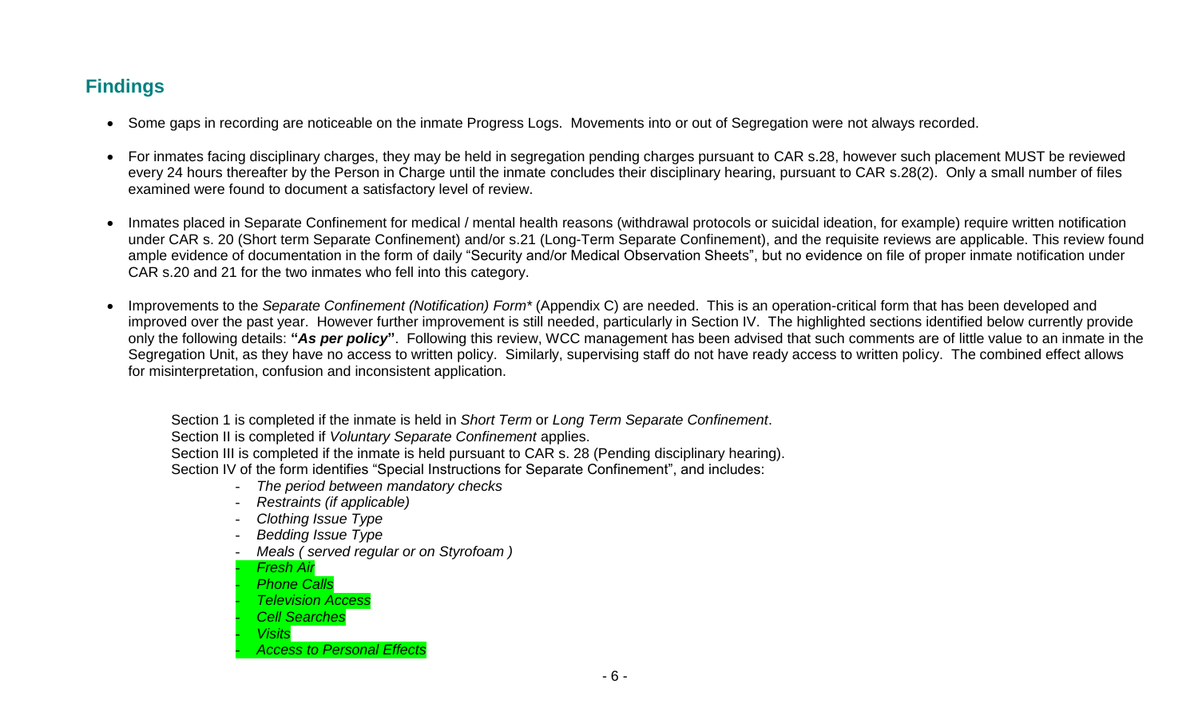## Findings

- Some gaps in recording are noticeable on the inmate Progress Logs. Movements into or out of Segregation were not always recorded.
- For inmates facing disciplinary charges, they may be held in segregation pending charges pursuant to CAR s.28, however such placement MUST be reviewed every 24 hours thereafter by the Person in Charge until the inmate concludes their disciplinary hearing, pursuant to CAR s.28(2). Only a small number of files examined were found to document a satisfactory level of review.
- Inmates placed in Separate Confinement for medical / mental health reasons (withdrawal protocols or suicidal ideation, for example) require written notification under CAR s. 20 (Short term Separate Confinement) and/or s.21 (Long-Term Separate Confinement), and the requisite reviews are applicable. This review found ample evidence of documentation in the form of daily "Security and/or Medical Observation Sheets", but no evidence on file of proper inmate notification under CAR s.20 and 21 for the two inmates who fell into this category.
- Improvements to the *Separate Confinement (Notification) Form** (Appendix C) are needed. This is an operation-critical form that has been developed and improved over the past year. However further improvement is still needed, particularly in Section IV. The highlighted sections identified below currently provide only the following details: **"*As per policy*"**. Following this review, WCC management has been advised that such comments are of little value to an inmate in the Segregation Unit, as they have no access to written policy. Similarly, supervising staff do not have ready access to written policy. The combined effect allows for misinterpretation, confusion and inconsistent application.

Section 1 is completed if the inmate is held in *Short Term* or *Long Term Separate Confinement*.
Section II is completed if *Voluntary Separate Confinement* applies.
Section III is completed if the inmate is held pursuant to CAR s. 28 (Pending disciplinary hearing).
Section IV of the form identifies "Special Instructions for Separate Confinement", and includes:

- *The period between mandatory checks*
- *Restraints (if applicable)*
- *Clothing Issue Type*
- *Bedding Issue Type*
- *Meals ( served regular or on Styrofoam )*
- *Fresh Air*
- *Phone Calls*
- *Television Access*
- *Cell Searches*
- *Visits*
- *Access to Personal Effects*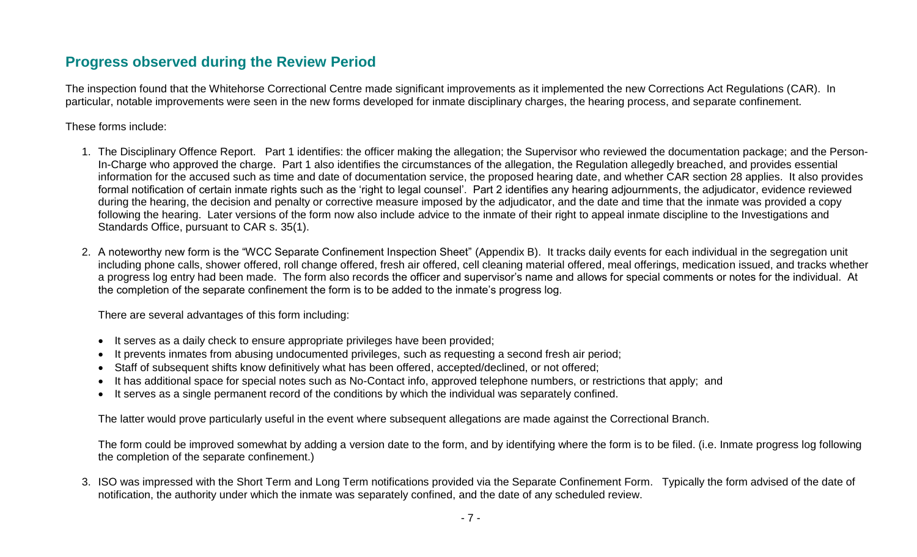## Progress observed during the Review Period

The inspection found that the Whitehorse Correctional Centre made significant improvements as it implemented the new Corrections Act Regulations (CAR). In particular, notable improvements were seen in the new forms developed for inmate disciplinary charges, the hearing process, and separate confinement.

These forms include:

1. The Disciplinary Offence Report. Part 1 identifies: the officer making the allegation; the Supervisor who reviewed the documentation package; and the Person-In-Charge who approved the charge. Part 1 also identifies the circumstances of the allegation, the Regulation allegedly breached, and provides essential information for the accused such as time and date of documentation service, the proposed hearing date, and whether CAR section 28 applies. It also provides formal notification of certain inmate rights such as the 'right to legal counsel'. Part 2 identifies any hearing adjournments, the adjudicator, evidence reviewed during the hearing, the decision and penalty or corrective measure imposed by the adjudicator, and the date and time that the inmate was provided a copy following the hearing. Later versions of the form now also include advice to the inmate of their right to appeal inmate discipline to the Investigations and Standards Office, pursuant to CAR s. 35(1).

2. A noteworthy new form is the "WCC Separate Confinement Inspection Sheet" (Appendix B). It tracks daily events for each individual in the segregation unit including phone calls, shower offered, roll change offered, fresh air offered, cell cleaning material offered, meal offerings, medication issued, and tracks whether a progress log entry had been made. The form also records the officer and supervisor's name and allows for special comments or notes for the individual. At the completion of the separate confinement the form is to be added to the inmate's progress log.

   There are several advantages of this form including:

   - It serves as a daily check to ensure appropriate privileges have been provided;
   - It prevents inmates from abusing undocumented privileges, such as requesting a second fresh air period;
   - Staff of subsequent shifts know definitively what has been offered, accepted/declined, or not offered;
   - It has additional space for special notes such as No-Contact info, approved telephone numbers, or restrictions that apply; and
   - It serves as a single permanent record of the conditions by which the individual was separately confined.

   The latter would prove particularly useful in the event where subsequent allegations are made against the Correctional Branch.

   The form could be improved somewhat by adding a version date to the form, and by identifying where the form is to be filed. (i.e. Inmate progress log following the completion of the separate confinement.)

3. ISO was impressed with the Short Term and Long Term notifications provided via the Separate Confinement Form. Typically the form advised of the date of notification, the authority under which the inmate was separately confined, and the date of any scheduled review.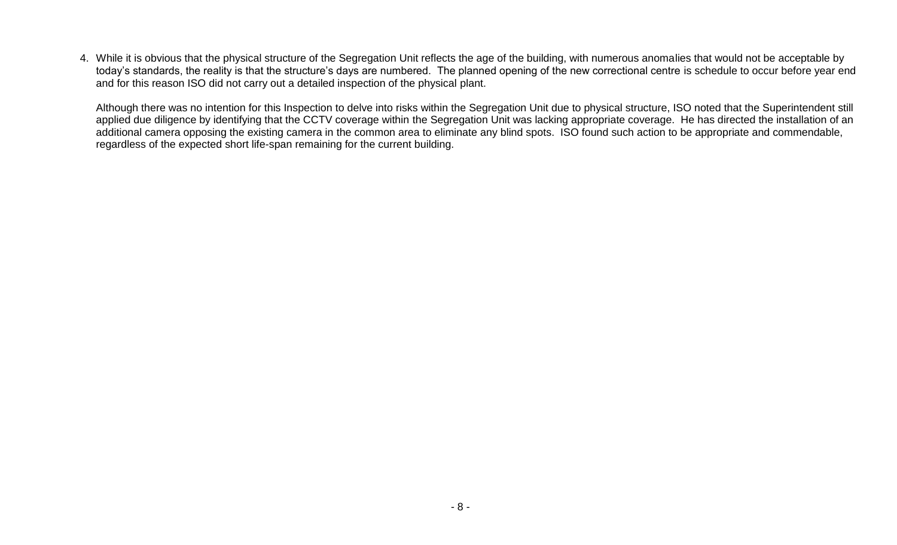4. While it is obvious that the physical structure of the Segregation Unit reflects the age of the building, with numerous anomalies that would not be acceptable by today's standards, the reality is that the structure's days are numbered. The planned opening of the new correctional centre is schedule to occur before year end and for this reason ISO did not carry out a detailed inspection of the physical plant.

   Although there was no intention for this Inspection to delve into risks within the Segregation Unit due to physical structure, ISO noted that the Superintendent still applied due diligence by identifying that the CCTV coverage within the Segregation Unit was lacking appropriate coverage. He has directed the installation of an additional camera opposing the existing camera in the common area to eliminate any blind spots. ISO found such action to be appropriate and commendable, regardless of the expected short life-span remaining for the current building.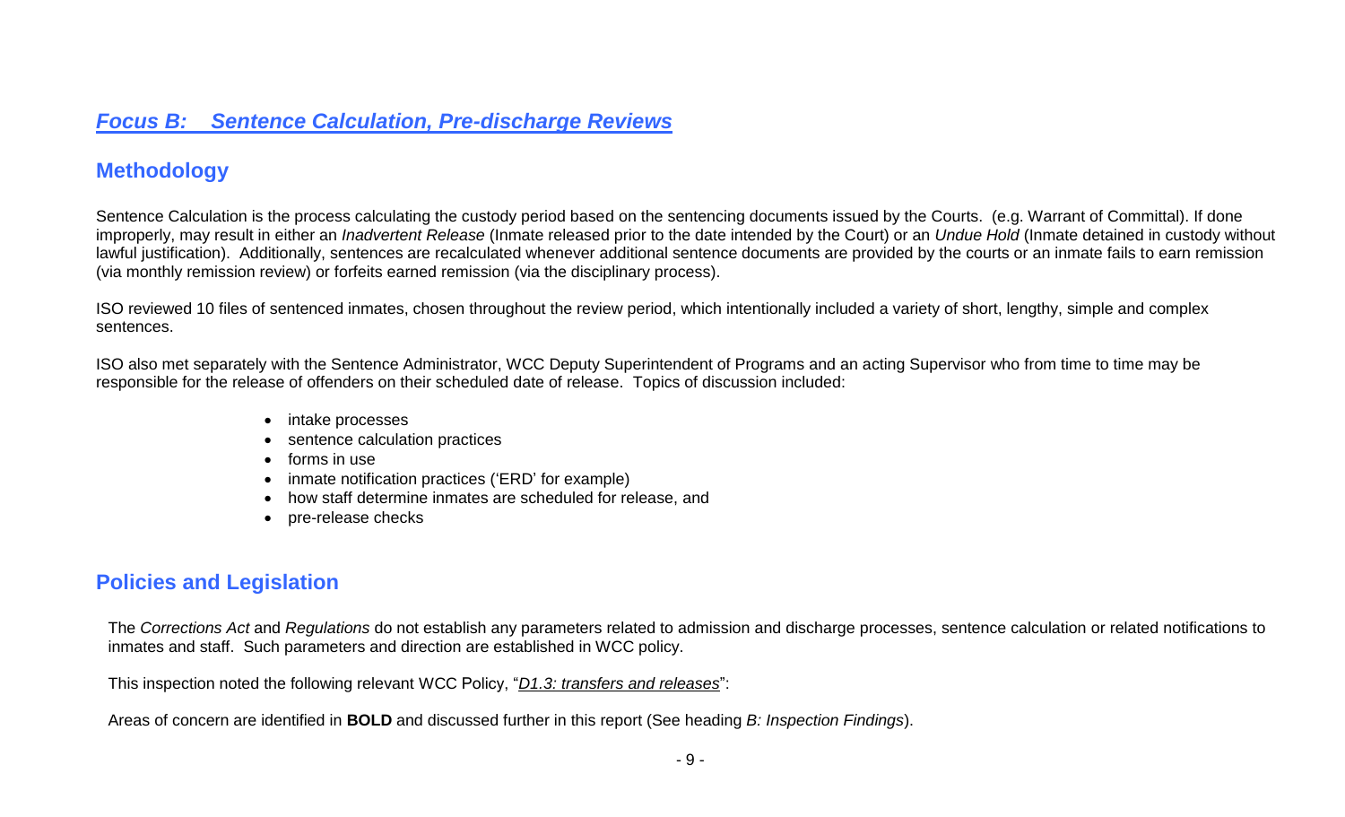## *Focus B: Sentence Calculation, Pre-discharge Reviews*

## Methodology

Sentence Calculation is the process calculating the custody period based on the sentencing documents issued by the Courts. (e.g. Warrant of Committal). If done improperly, may result in either an *Inadvertent Release* (Inmate released prior to the date intended by the Court) or an *Undue Hold* (Inmate detained in custody without lawful justification). Additionally, sentences are recalculated whenever additional sentence documents are provided by the courts or an inmate fails to earn remission (via monthly remission review) or forfeits earned remission (via the disciplinary process).

ISO reviewed 10 files of sentenced inmates, chosen throughout the review period, which intentionally included a variety of short, lengthy, simple and complex sentences.

ISO also met separately with the Sentence Administrator, WCC Deputy Superintendent of Programs and an acting Supervisor who from time to time may be responsible for the release of offenders on their scheduled date of release. Topics of discussion included:

- intake processes
- sentence calculation practices
- forms in use
- inmate notification practices ('ERD' for example)
- how staff determine inmates are scheduled for release, and
- pre-release checks

## Policies and Legislation

The *Corrections Act* and *Regulations* do not establish any parameters related to admission and discharge processes, sentence calculation or related notifications to inmates and staff. Such parameters and direction are established in WCC policy.

This inspection noted the following relevant WCC Policy, "*D1.3: transfers and releases*":

Areas of concern are identified in **BOLD** and discussed further in this report (See heading *B: Inspection Findings*).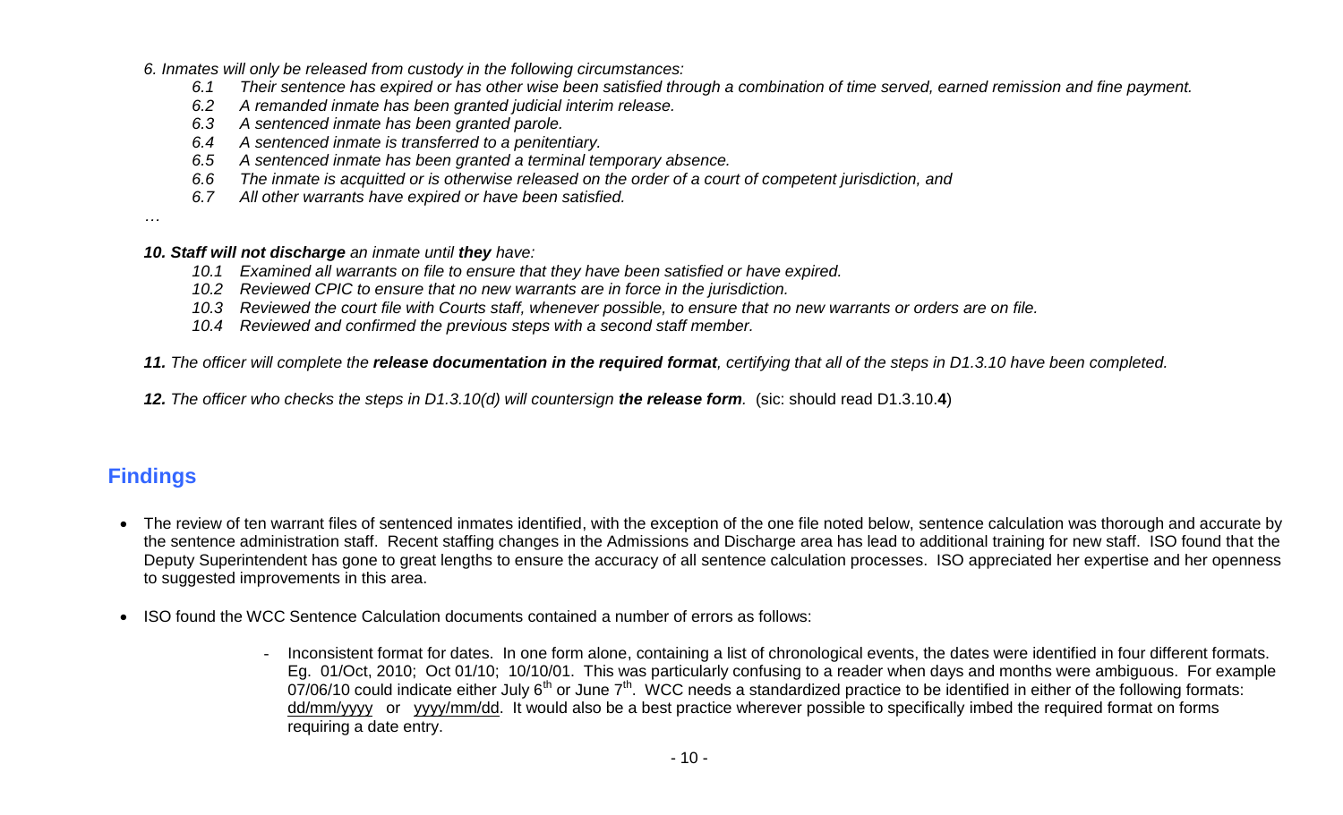*6. Inmates will only be released from custody in the following circumstances:*

*6.1 Their sentence has expired or has other wise been satisfied through a combination of time served, earned remission and fine payment.*
*6.2 A remanded inmate has been granted judicial interim release.*
*6.3 A sentenced inmate has been granted parole.*
*6.4 A sentenced inmate is transferred to a penitentiary.*
*6.5 A sentenced inmate has been granted a terminal temporary absence.*
*6.6 The inmate is acquitted or is otherwise released on the order of a court of competent jurisdiction, and*
*6.7 All other warrants have expired or have been satisfied.*

…

***10. Staff will not discharge** an inmate until **they** have:*

*10.1 Examined all warrants on file to ensure that they have been satisfied or have expired.*
*10.2 Reviewed CPIC to ensure that no new warrants are in force in the jurisdiction.*
*10.3 Reviewed the court file with Courts staff, whenever possible, to ensure that no new warrants or orders are on file.*
*10.4 Reviewed and confirmed the previous steps with a second staff member.*

***11.** The officer will complete the **release documentation in the required format**, certifying that all of the steps in D1.3.10 have been completed.*

***12.** The officer who checks the steps in D1.3.10(d) will countersign **the release form**.* (sic: should read D1.3.10.**4**)

## Findings

- The review of ten warrant files of sentenced inmates identified, with the exception of the one file noted below, sentence calculation was thorough and accurate by the sentence administration staff. Recent staffing changes in the Admissions and Discharge area has lead to additional training for new staff. ISO found that the Deputy Superintendent has gone to great lengths to ensure the accuracy of all sentence calculation processes. ISO appreciated her expertise and her openness to suggested improvements in this area.

- ISO found the WCC Sentence Calculation documents contained a number of errors as follows:

  - Inconsistent format for dates. In one form alone, containing a list of chronological events, the dates were identified in four different formats. Eg. 01/Oct, 2010; Oct 01/10; 10/10/01. This was particularly confusing to a reader when days and months were ambiguous. For example 07/06/10 could indicate either July 6th or June 7th. WCC needs a standardized practice to be identified in either of the following formats: dd/mm/yyyy or yyyy/mm/dd. It would also be a best practice wherever possible to specifically imbed the required format on forms requiring a date entry.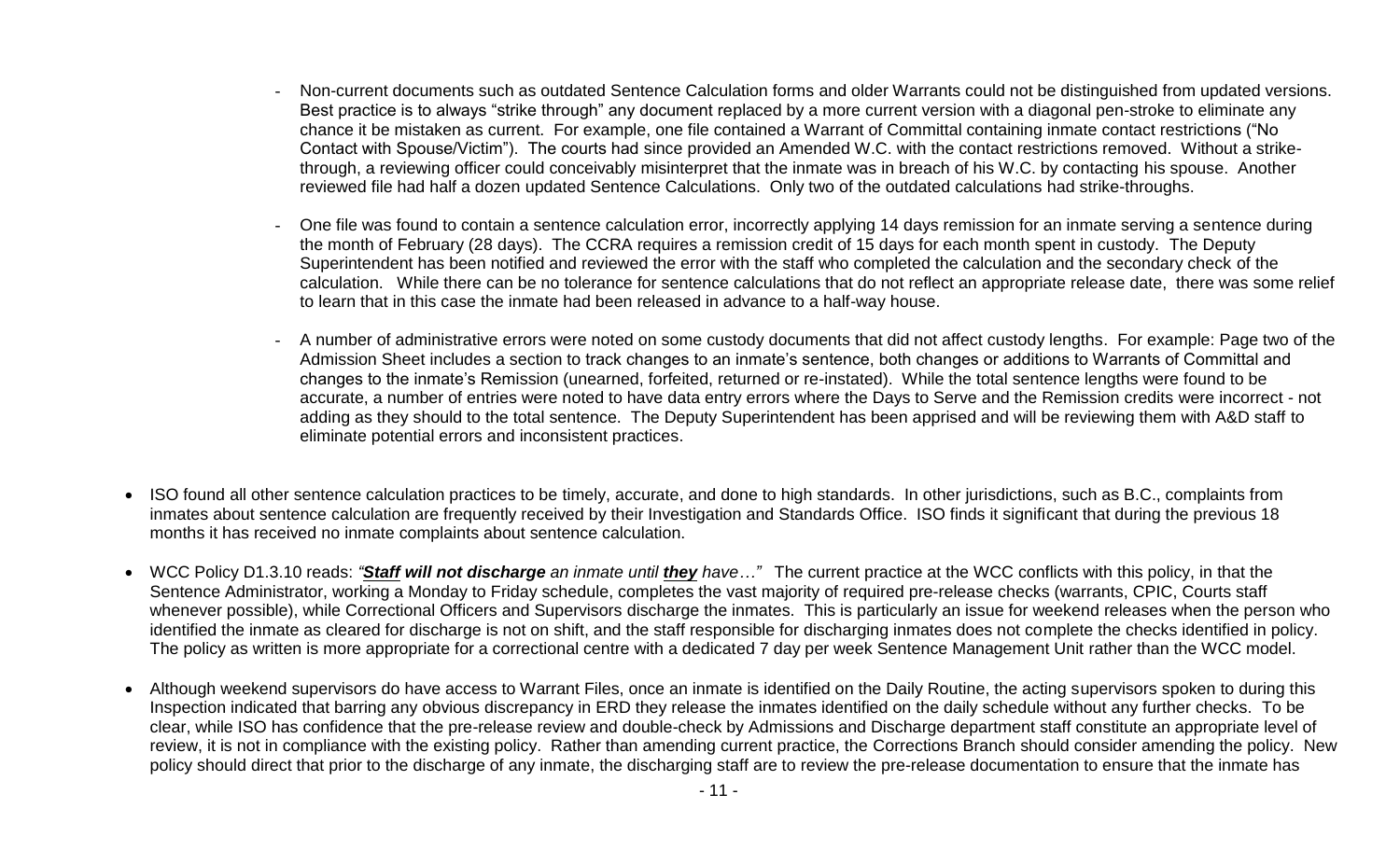- Non-current documents such as outdated Sentence Calculation forms and older Warrants could not be distinguished from updated versions. Best practice is to always "strike through" any document replaced by a more current version with a diagonal pen-stroke to eliminate any chance it be mistaken as current. For example, one file contained a Warrant of Committal containing inmate contact restrictions ("No Contact with Spouse/Victim"). The courts had since provided an Amended W.C. with the contact restrictions removed. Without a strike-through, a reviewing officer could conceivably misinterpret that the inmate was in breach of his W.C. by contacting his spouse. Another reviewed file had half a dozen updated Sentence Calculations. Only two of the outdated calculations had strike-throughs.

  - One file was found to contain a sentence calculation error, incorrectly applying 14 days remission for an inmate serving a sentence during the month of February (28 days). The CCRA requires a remission credit of 15 days for each month spent in custody. The Deputy Superintendent has been notified and reviewed the error with the staff who completed the calculation and the secondary check of the calculation. While there can be no tolerance for sentence calculations that do not reflect an appropriate release date, there was some relief to learn that in this case the inmate had been released in advance to a half-way house.

  - A number of administrative errors were noted on some custody documents that did not affect custody lengths. For example: Page two of the Admission Sheet includes a section to track changes to an inmate's sentence, both changes or additions to Warrants of Committal and changes to the inmate's Remission (unearned, forfeited, returned or re-instated). While the total sentence lengths were found to be accurate, a number of entries were noted to have data entry errors where the Days to Serve and the Remission credits were incorrect - not adding as they should to the total sentence. The Deputy Superintendent has been apprised and will be reviewing them with A&D staff to eliminate potential errors and inconsistent practices.

- ISO found all other sentence calculation practices to be timely, accurate, and done to high standards. In other jurisdictions, such as B.C., complaints from inmates about sentence calculation are frequently received by their Investigation and Standards Office. ISO finds it significant that during the previous 18 months it has received no inmate complaints about sentence calculation.

- WCC Policy D1.3.10 reads: *"__**Staff**__ **will not discharge** an inmate until __**they**__ have…"* The current practice at the WCC conflicts with this policy, in that the Sentence Administrator, working a Monday to Friday schedule, completes the vast majority of required pre-release checks (warrants, CPIC, Courts staff whenever possible), while Correctional Officers and Supervisors discharge the inmates. This is particularly an issue for weekend releases when the person who identified the inmate as cleared for discharge is not on shift, and the staff responsible for discharging inmates does not complete the checks identified in policy. The policy as written is more appropriate for a correctional centre with a dedicated 7 day per week Sentence Management Unit rather than the WCC model.

- Although weekend supervisors do have access to Warrant Files, once an inmate is identified on the Daily Routine, the acting supervisors spoken to during this Inspection indicated that barring any obvious discrepancy in ERD they release the inmates identified on the daily schedule without any further checks. To be clear, while ISO has confidence that the pre-release review and double-check by Admissions and Discharge department staff constitute an appropriate level of review, it is not in compliance with the existing policy. Rather than amending current practice, the Corrections Branch should consider amending the policy. New policy should direct that prior to the discharge of any inmate, the discharging staff are to review the pre-release documentation to ensure that the inmate has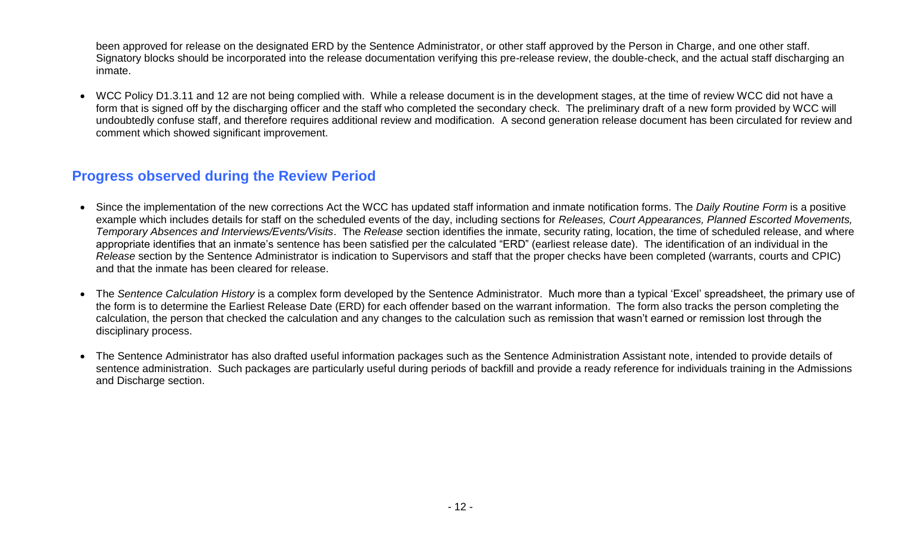been approved for release on the designated ERD by the Sentence Administrator, or other staff approved by the Person in Charge, and one other staff. Signatory blocks should be incorporated into the release documentation verifying this pre-release review, the double-check, and the actual staff discharging an inmate.

- WCC Policy D1.3.11 and 12 are not being complied with. While a release document is in the development stages, at the time of review WCC did not have a form that is signed off by the discharging officer and the staff who completed the secondary check. The preliminary draft of a new form provided by WCC will undoubtedly confuse staff, and therefore requires additional review and modification. A second generation release document has been circulated for review and comment which showed significant improvement.

## Progress observed during the Review Period

- Since the implementation of the new corrections Act the WCC has updated staff information and inmate notification forms. The *Daily Routine Form* is a positive example which includes details for staff on the scheduled events of the day, including sections for *Releases, Court Appearances, Planned Escorted Movements, Temporary Absences and Interviews/Events/Visits*. The *Release* section identifies the inmate, security rating, location, the time of scheduled release, and where appropriate identifies that an inmate's sentence has been satisfied per the calculated "ERD" (earliest release date). The identification of an individual in the *Release* section by the Sentence Administrator is indication to Supervisors and staff that the proper checks have been completed (warrants, courts and CPIC) and that the inmate has been cleared for release.

- The *Sentence Calculation History* is a complex form developed by the Sentence Administrator. Much more than a typical 'Excel' spreadsheet, the primary use of the form is to determine the Earliest Release Date (ERD) for each offender based on the warrant information. The form also tracks the person completing the calculation, the person that checked the calculation and any changes to the calculation such as remission that wasn't earned or remission lost through the disciplinary process.

- The Sentence Administrator has also drafted useful information packages such as the Sentence Administration Assistant note, intended to provide details of sentence administration. Such packages are particularly useful during periods of backfill and provide a ready reference for individuals training in the Admissions and Discharge section.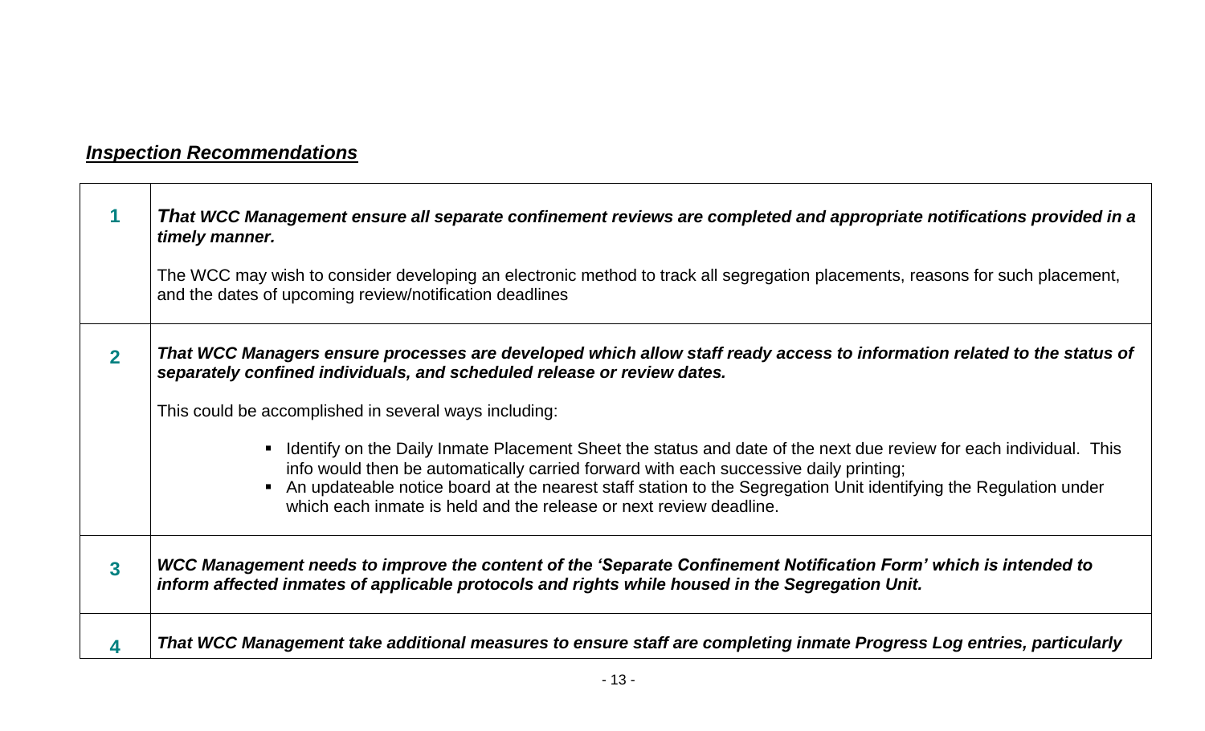## ***Inspection Recommendations***

| | |
|---|---|
| **1** | ***That WCC Management ensure all separate confinement reviews are completed and appropriate notifications provided in a timely manner.***<br><br>The WCC may wish to consider developing an electronic method to track all segregation placements, reasons for such placement, and the dates of upcoming review/notification deadlines |
| **2** | ***That WCC Managers ensure processes are developed which allow staff ready access to information related to the status of separately confined individuals, and scheduled release or review dates.***<br><br>This could be accomplished in several ways including:<br><br>▪ Identify on the Daily Inmate Placement Sheet the status and date of the next due review for each individual. This info would then be automatically carried forward with each successive daily printing;<br>▪ An updateable notice board at the nearest staff station to the Segregation Unit identifying the Regulation under which each inmate is held and the release or next review deadline. |
| **3** | ***WCC Management needs to improve the content of the 'Separate Confinement Notification Form' which is intended to inform affected inmates of applicable protocols and rights while housed in the Segregation Unit.*** |
| **4** | ***That WCC Management take additional measures to ensure staff are completing inmate Progress Log entries, particularly*** |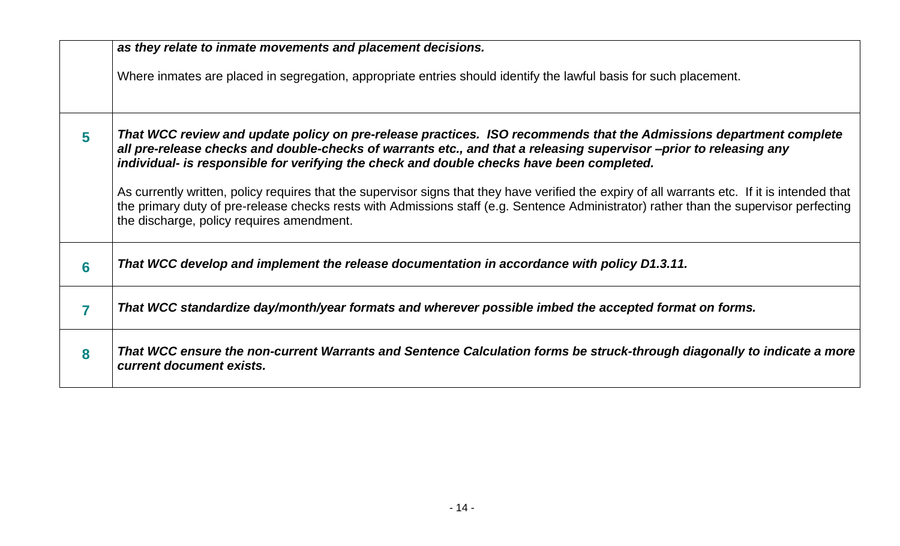|  |  |
|---|---|
|  | ***as they relate to inmate movements and placement decisions.***<br><br>Where inmates are placed in segregation, appropriate entries should identify the lawful basis for such placement. |
| **5** | ***That WCC review and update policy on pre-release practices. ISO recommends that the Admissions department complete all pre-release checks and double-checks of warrants etc., and that a releasing supervisor –prior to releasing any individual- is responsible for verifying the check and double checks have been completed.***<br><br>As currently written, policy requires that the supervisor signs that they have verified the expiry of all warrants etc. If it is intended that the primary duty of pre-release checks rests with Admissions staff (e.g. Sentence Administrator) rather than the supervisor perfecting the discharge, policy requires amendment. |
| **6** | ***That WCC develop and implement the release documentation in accordance with policy D1.3.11.*** |
| **7** | ***That WCC standardize day/month/year formats and wherever possible imbed the accepted format on forms.*** |
| **8** | ***That WCC ensure the non-current Warrants and Sentence Calculation forms be struck-through diagonally to indicate a more current document exists.*** |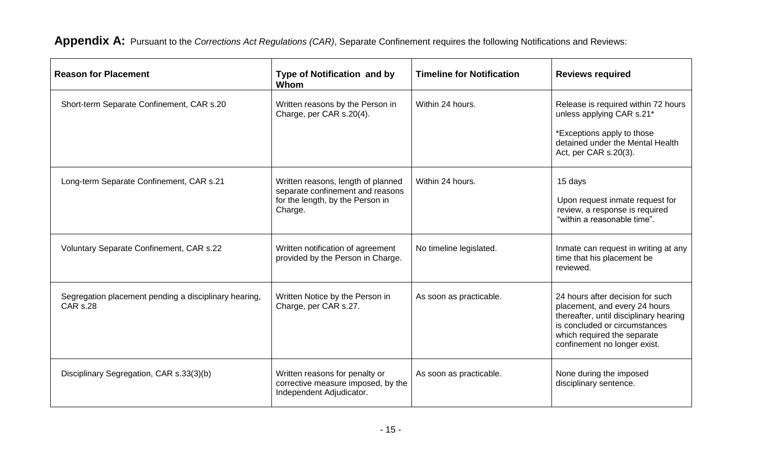**Appendix A:** Pursuant to the *Corrections Act Regulations (CAR)*, Separate Confinement requires the following Notifications and Reviews:

| Reason for Placement | Type of Notification and by Whom | Timeline for Notification | Reviews required |
|---|---|---|---|
| Short-term Separate Confinement, CAR s.20 | Written reasons by the Person in Charge, per CAR s.20(4). | Within 24 hours. | Release is required within 72 hours unless applying CAR s.21*<br><br>*Exceptions apply to those detained under the Mental Health Act, per CAR s.20(3). |
| Long-term Separate Confinement, CAR s.21 | Written reasons, length of planned separate confinement and reasons for the length, by the Person in Charge. | Within 24 hours. | 15 days<br><br>Upon request inmate request for review, a response is required "within a reasonable time". |
| Voluntary Separate Confinement, CAR s.22 | Written notification of agreement provided by the Person in Charge. | No timeline legislated. | Inmate can request in writing at any time that his placement be reviewed. |
| Segregation placement pending a disciplinary hearing, CAR s.28 | Written Notice by the Person in Charge, per CAR s.27. | As soon as practicable. | 24 hours after decision for such placement, and every 24 hours thereafter, until disciplinary hearing is concluded or circumstances which required the separate confinement no longer exist. |
| Disciplinary Segregation, CAR s.33(3)(b) | Written reasons for penalty or corrective measure imposed, by the Independent Adjudicator. | As soon as practicable. | None during the imposed disciplinary sentence. |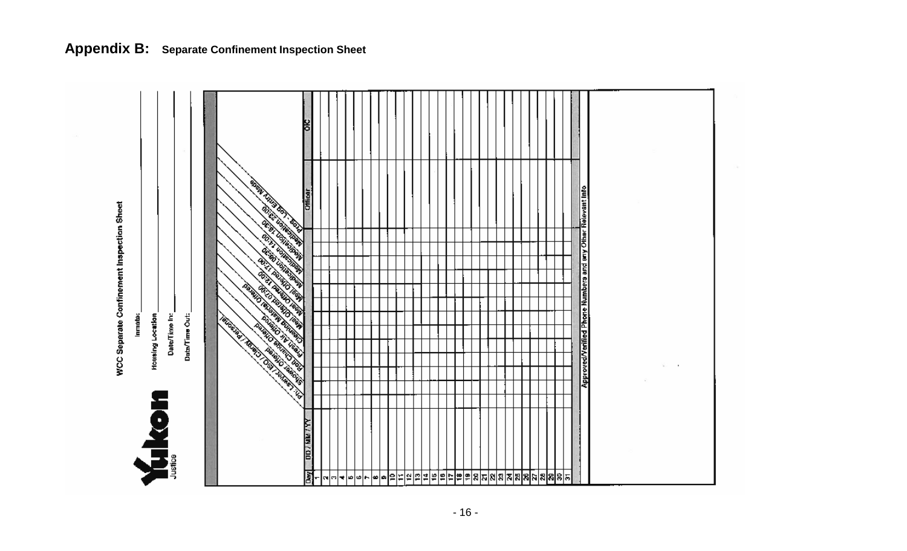## Appendix B: Separate Confinement Inspection Sheet

**WCC Separate Confinement Inspection Sheet**

Yukon Justice

Inmate: \_\_\_\_\_\_\_\_\_\_\_\_\_\_\_\_

Housing Location \_\_\_\_\_\_\_\_\_\_\_\_\_\_\_\_

Date/Time In: \_\_\_\_\_\_\_\_\_\_\_\_\_\_\_\_

Date/Time Out: \_\_\_\_\_\_\_\_\_\_\_\_\_\_\_\_

| Day | DD / MM / YY | Ph: Lawyer / ISO / Clergy / Personal | Shower Offered | Bed Change Offered | Fresh Air Offered | Cleaning Material Offered | Meal Offered 07:30 | Meal Offered 12:00 | Meal Offered 17:00 | Medication 08:30 | Medication 14:00 | Medication 18:30 | Medication 23:00 | Prog - Log Entry Made | Officer | OIC |
|---|---|---|---|---|---|---|---|---|---|---|---|---|---|---|---|---|
| 1 | | | | | | | | | | | | | | | | |
| 2 | | | | | | | | | | | | | | | | |
| 3 | | | | | | | | | | | | | | | | |
| 4 | | | | | | | | | | | | | | | | |
| 5 | | | | | | | | | | | | | | | | |
| 6 | | | | | | | | | | | | | | | | |
| 7 | | | | | | | | | | | | | | | | |
| 8 | | | | | | | | | | | | | | | | |
| 9 | | | | | | | | | | | | | | | | |
| 10 | | | | | | | | | | | | | | | | |
| 11 | | | | | | | | | | | | | | | | |
| 12 | | | | | | | | | | | | | | | | |
| 13 | | | | | | | | | | | | | | | | |
| 14 | | | | | | | | | | | | | | | | |
| 15 | | | | | | | | | | | | | | | | |
| 16 | | | | | | | | | | | | | | | | |
| 17 | | | | | | | | | | | | | | | | |
| 18 | | | | | | | | | | | | | | | | |
| 19 | | | | | | | | | | | | | | | | |
| 20 | | | | | | | | | | | | | | | | |
| 21 | | | | | | | | | | | | | | | | |
| 22 | | | | | | | | | | | | | | | | |
| 23 | | | | | | | | | | | | | | | | |
| 24 | | | | | | | | | | | | | | | | |
| 25 | | | | | | | | | | | | | | | | |
| 26 | | | | | | | | | | | | | | | | |
| 27 | | | | | | | | | | | | | | | | |
| 28 | | | | | | | | | | | | | | | | |
| 29 | | | | | | | | | | | | | | | | |
| 30 | | | | | | | | | | | | | | | | |
| 31 | | | | | | | | | | | | | | | | |

**Approved/Verified Phone Numbers and any Other Relevant Info**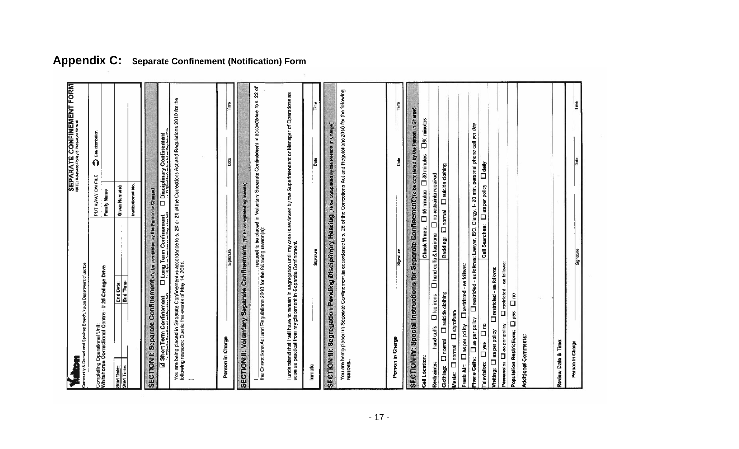# Appendix C: Separate Confinement (Notification) Form

**Yukon**

Community & Correctional Services Branch, Yukon Department of Justice

**SEPARATE CONFINEMENT FORM**

NOTE: Reference Policy & Procedure Manual

Completing Operational Unit:
Whitehorse Correctional Centre - # 25 College Drive

PUT AWAY ON FILE ➔ See distribution

| | | | |
|---|---|---|---|
| Start Date: | End Date: | Family Name | |
| Start Time: | End Time: | Given Name(s) | |
| | | Institutional No. | |

## SECTION I: Separate Confinement (To be completed by the Person in Charge)

☒ Short Term Confinement ☐ Long Term Confinement ☐ Disciplinary Confinement

You are being placed in Separate Confinement in accordance to s. 20 or 21 of the Corrections Act and Regulations 2010 for the following reasons: Due to the events of May 14, 2011.

Person in Charge ____ Signature ____ Date ____ Time ____

## SECTION II: Voluntary Separate Confinement (To be completed by Inmate)

I, ____________ request to be placed in Voluntary Separate Confinement in accordance to s. 22 of the Corrections Act and Regulations 2010 for the following reason(s):

I understand that I will have to remain in segregation until my case is reviewed by the Superintendent or Manager of Operations as soon as practical from my placement in Separate Confinement.

Inmate ____ Signature ____ Date ____ Time ____

## SECTION III: Segregation Pending Disciplinary Hearing (To be completed by the Person in Charge)

You are being placed in Separate Confinement in accordance to s. 28 of the Corrections Act and Regulations 2010 for the following reasons.

Person in Charge ____ Signature ____ Date ____ Time ____

## SECTION IV: Special Instructions for Separate Confinement (to be completed by the Person in Charge)

Cell Location: ____ Check Times: ☐ 15 minutes ☐ 30 minutes ☐ 60 minutes

Restraints: hand cuffs ☐ leg irons ☐ hand cuffs & leg irons ☐ no restraints required

Clothing: ☐ normal ☐ suicide clothing Bedding: ☐ normal ☐ suicide clothing

Meals: ☐ normal ☐ styrofoam

Fresh Air: ☐ as per policy ☐ restricted - as follows:

Phone Calls: ☐ as per policy ☐ restricted - as follows: Lawyer, ISO, Clergy, 1- 20 min. personal phone call per day

Television: ☐ yes ☐ no Cell Searches: ☐ as per policy ☐ daily

Visiting: ☐ as per policy ☐ restricted - as follows:

Personals: ☐ as per policy ☐ restricted - as follows:

Population Restrictions: ☐ yes ☐ no

Additional Comments:

Review Date & Time:

Person in Charge ____ Signature ____ Date ____ Time ____